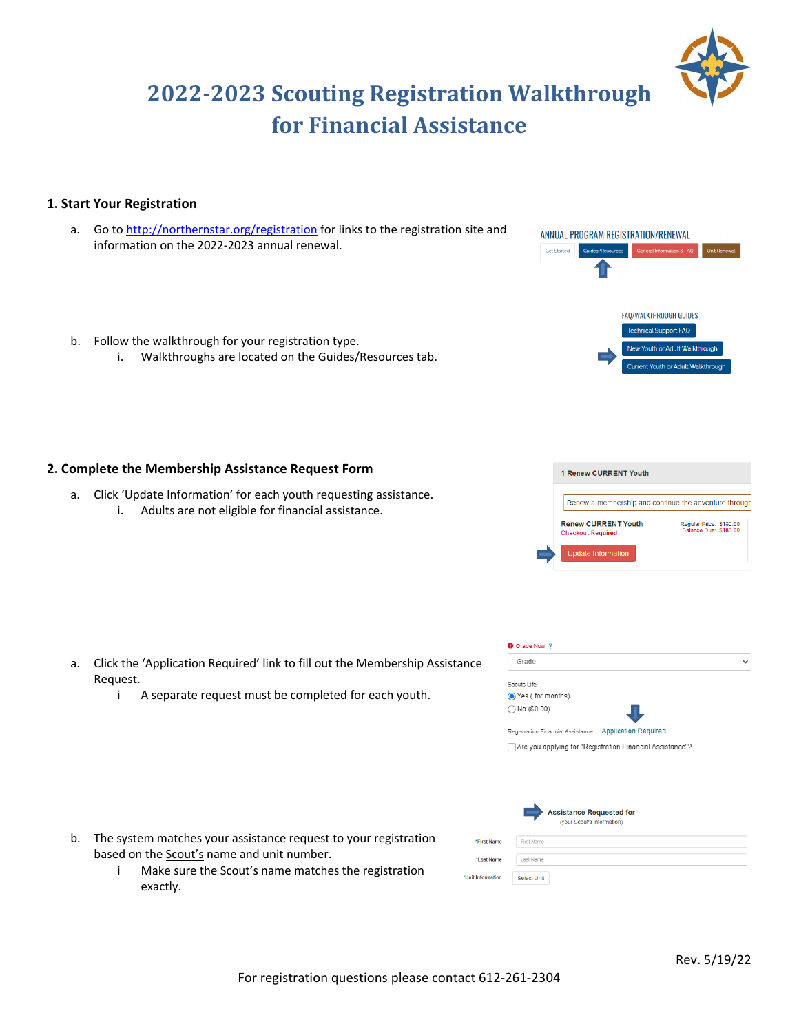# 2022-2023 Scouting Registration Walkthrough for Financial Assistance

## 1. Start Your Registration

a. Go to http://northernstar.org/registration for links to the registration site and information on the 2022-2023 annual renewal.

b. Follow the walkthrough for your registration type.

   i. Walkthroughs are located on the Guides/Resources tab.

## 2. Complete the Membership Assistance Request Form

a. Click 'Update Information' for each youth requesting assistance.

   i. Adults are not eligible for financial assistance.

a. Click the 'Application Required' link to fill out the Membership Assistance Request.

   i A separate request must be completed for each youth.

b. The system matches your assistance request to your registration based on the Scout's name and unit number.

   i Make sure the Scout's name matches the registration exactly.

Rev. 5/19/22

For registration questions please contact 612-261-2304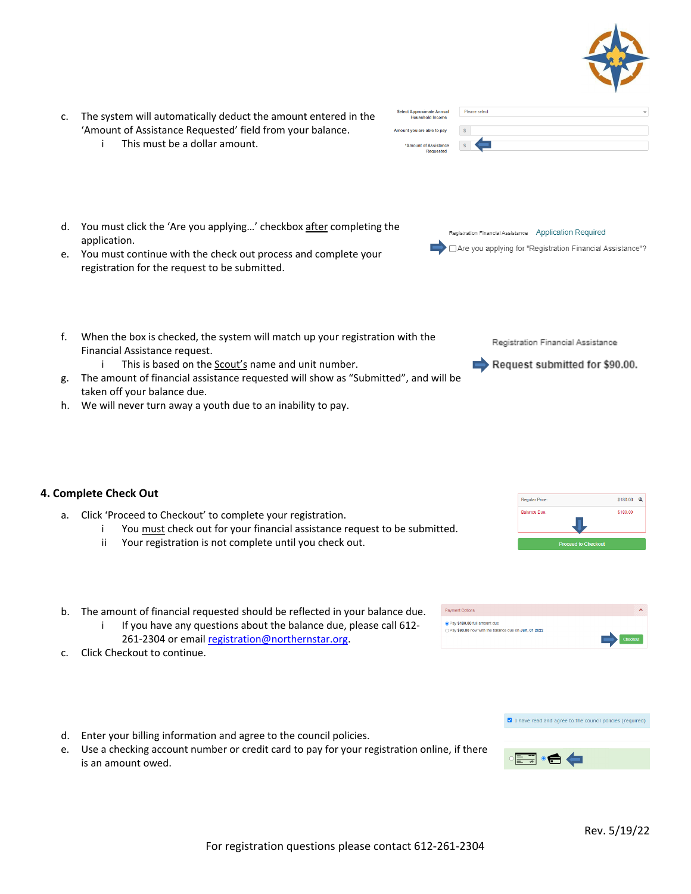c. The system will automatically deduct the amount entered in the 'Amount of Assistance Requested' field from your balance.
   i This must be a dollar amount.

d. You must click the 'Are you applying…' checkbox after completing the application.

e. You must continue with the check out process and complete your registration for the request to be submitted.

f. When the box is checked, the system will match up your registration with the Financial Assistance request.
   i This is based on the Scout's name and unit number.

g. The amount of financial assistance requested will show as "Submitted", and will be taken off your balance due.

h. We will never turn away a youth due to an inability to pay.

### 4. Complete Check Out

a. Click 'Proceed to Checkout' to complete your registration.
   i You must check out for your financial assistance request to be submitted.
   ii Your registration is not complete until you check out.

b. The amount of financial requested should be reflected in your balance due.
   i If you have any questions about the balance due, please call 612-261-2304 or email registration@northernstar.org.

c. Click Checkout to continue.

d. Enter your billing information and agree to the council policies.

e. Use a checking account number or credit card to pay for your registration online, if there is an amount owed.

Rev. 5/19/22

For registration questions please contact 612-261-2304